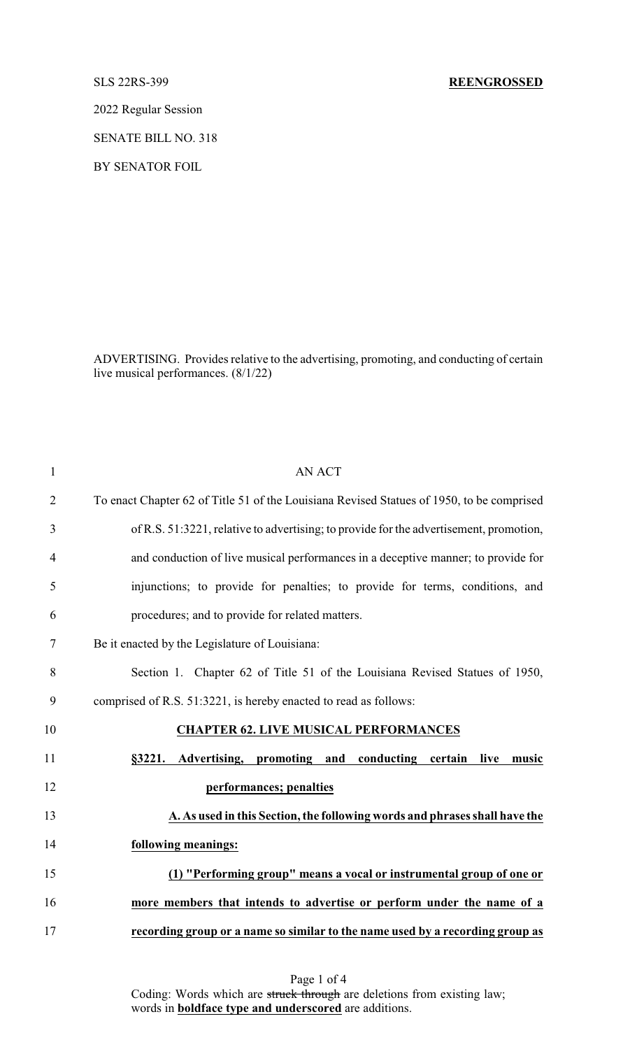SLS 22RS-399 **REENGROSSED**

2022 Regular Session

SENATE BILL NO. 318

BY SENATOR FOIL

ADVERTISING. Provides relative to the advertising, promoting, and conducting of certain live musical performances. (8/1/22)

AN ACT

To enact Chapter 62 of Title 51 of the Louisiana Revised Statues of 1950, to be comprised of R.S. 51:3221, relative to advertising; to provide for the advertisement, promotion, and conduction of live musical performances in a deceptive manner; to provide for injunctions; to provide for penalties; to provide for terms, conditions, and procedures; and to provide for related matters.

Be it enacted by the Legislature of Louisiana:

Section 1. Chapter 62 of Title 51 of the Louisiana Revised Statues of 1950, comprised of R.S. 51:3221, is hereby enacted to read as follows:

**CHAPTER 62. LIVE MUSICAL PERFORMANCES**

**§3221. Advertising, promoting and conducting certain live music performances; penalties**

**A. As used in this Section, the following words and phrases shall have the following meanings:**

**(1) "Performing group" means a vocal or instrumental group of one or more members that intends to advertise or perform under the name of a recording group or a name so similar to the name used by a recording group as**

Coding: Words which are ~~struck through~~ are deletions from existing law; words in **boldface type and underscored** are additions.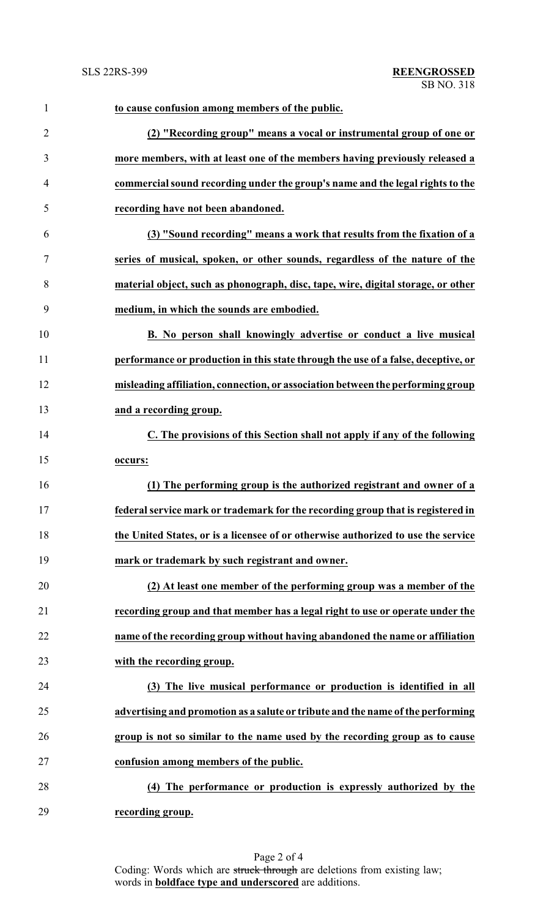**to cause confusion among members of the public.**

**(2) "Recording group" means a vocal or instrumental group of one or more members, with at least one of the members having previously released a commercial sound recording under the group's name and the legal rights to the recording have not been abandoned.**

**(3) "Sound recording" means a work that results from the fixation of a series of musical, spoken, or other sounds, regardless of the nature of the material object, such as phonograph, disc, tape, wire, digital storage, or other medium, in which the sounds are embodied.**

**B. No person shall knowingly advertise or conduct a live musical performance or production in this state through the use of a false, deceptive, or misleading affiliation, connection, or association between the performing group and a recording group.**

**C. The provisions of this Section shall not apply if any of the following occurs:**

**(1) The performing group is the authorized registrant and owner of a federal service mark or trademark for the recording group that is registered in the United States, or is a licensee of or otherwise authorized to use the service mark or trademark by such registrant and owner.**

**(2) At least one member of the performing group was a member of the recording group and that member has a legal right to use or operate under the name of the recording group without having abandoned the name or affiliation with the recording group.**

**(3) The live musical performance or production is identified in all advertising and promotion as a salute or tribute and the name of the performing group is not so similar to the name used by the recording group as to cause confusion among members of the public.**

**(4) The performance or production is expressly authorized by the recording group.**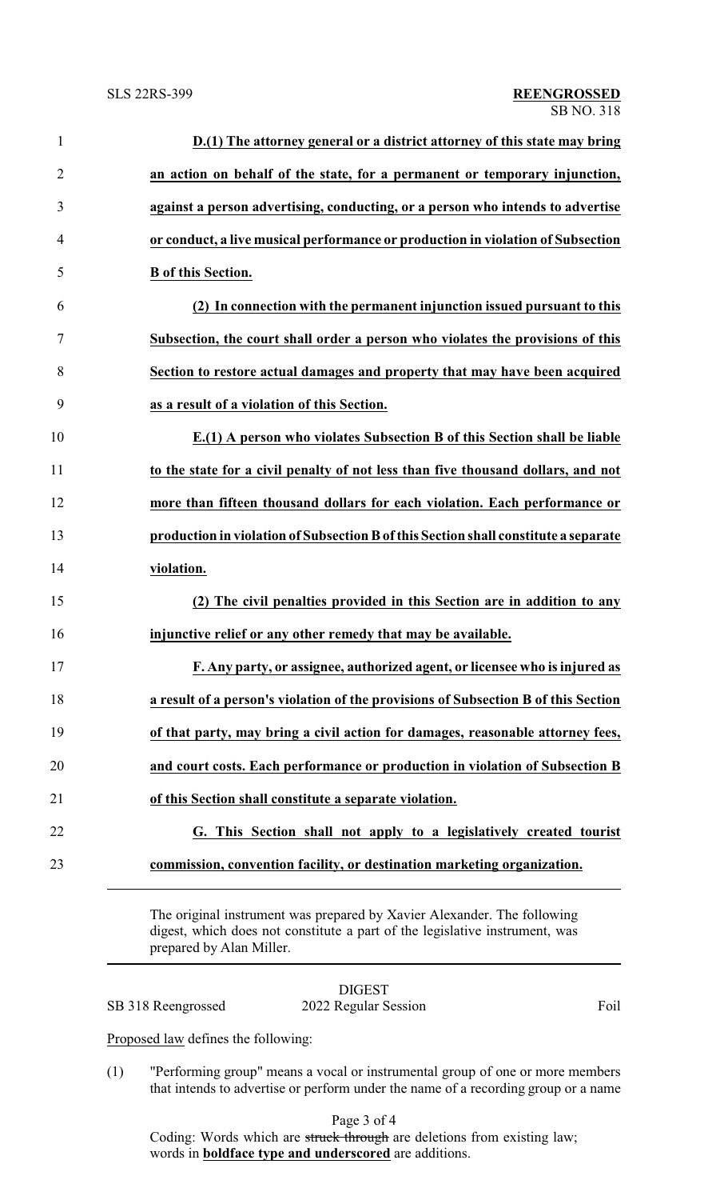**D.(1) The attorney general or a district attorney of this state may bring an action on behalf of the state, for a permanent or temporary injunction, against a person advertising, conducting, or a person who intends to advertise or conduct, a live musical performance or production in violation of Subsection B of this Section.**

**(2) In connection with the permanent injunction issued pursuant to this Subsection, the court shall order a person who violates the provisions of this Section to restore actual damages and property that may have been acquired as a result of a violation of this Section.**

**E.(1) A person who violates Subsection B of this Section shall be liable to the state for a civil penalty of not less than five thousand dollars, and not more than fifteen thousand dollars for each violation. Each performance or production in violation of Subsection B of this Section shall constitute a separate violation.**

**(2) The civil penalties provided in this Section are in addition to any injunctive relief or any other remedy that may be available.**

**F. Any party, or assignee, authorized agent, or licensee who is injured as a result of a person's violation of the provisions of Subsection B of this Section of that party, may bring a civil action for damages, reasonable attorney fees, and court costs. Each performance or production in violation of Subsection B of this Section shall constitute a separate violation.**

**G. This Section shall not apply to a legislatively created tourist commission, convention facility, or destination marketing organization.**

---

The original instrument was prepared by Xavier Alexander. The following digest, which does not constitute a part of the legislative instrument, was prepared by Alan Miller.

---

DIGEST

SB 318 Reengrossed 2022 Regular Session Foil

Proposed law defines the following:

(1) "Performing group" means a vocal or instrumental group of one or more members that intends to advertise or perform under the name of a recording group or a name

Coding: Words which are ~~struck through~~ are deletions from existing law; words in **boldface type and underscored** are additions.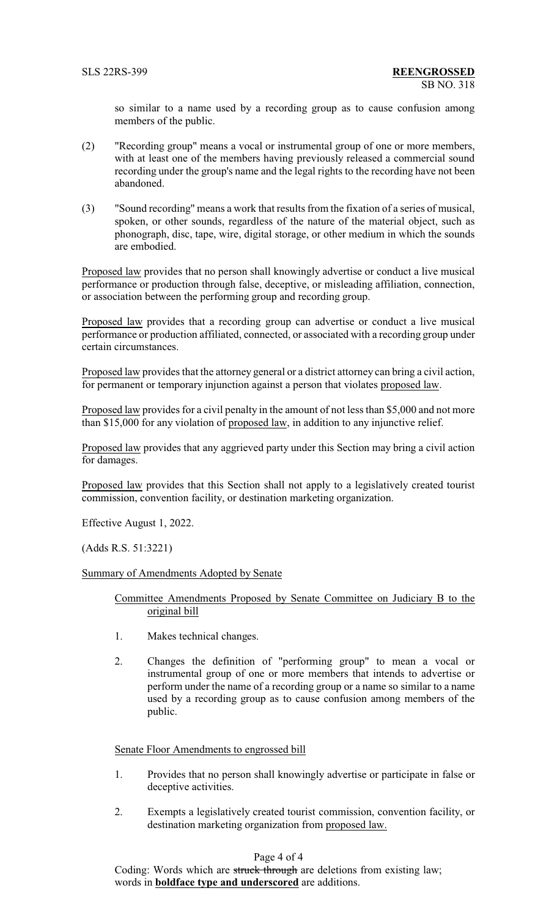so similar to a name used by a recording group as to cause confusion among members of the public.

(2) "Recording group" means a vocal or instrumental group of one or more members, with at least one of the members having previously released a commercial sound recording under the group's name and the legal rights to the recording have not been abandoned.

(3) "Sound recording" means a work that results from the fixation of a series of musical, spoken, or other sounds, regardless of the nature of the material object, such as phonograph, disc, tape, wire, digital storage, or other medium in which the sounds are embodied.

Proposed law provides that no person shall knowingly advertise or conduct a live musical performance or production through false, deceptive, or misleading affiliation, connection, or association between the performing group and recording group.

Proposed law provides that a recording group can advertise or conduct a live musical performance or production affiliated, connected, or associated with a recording group under certain circumstances.

Proposed law provides that the attorney general or a district attorney can bring a civil action, for permanent or temporary injunction against a person that violates proposed law.

Proposed law provides for a civil penalty in the amount of not less than $5,000 and not more than $15,000 for any violation of proposed law, in addition to any injunctive relief.

Proposed law provides that any aggrieved party under this Section may bring a civil action for damages.

Proposed law provides that this Section shall not apply to a legislatively created tourist commission, convention facility, or destination marketing organization.

Effective August 1, 2022.

(Adds R.S. 51:3221)

Summary of Amendments Adopted by Senate

Committee Amendments Proposed by Senate Committee on Judiciary B to the original bill

1. Makes technical changes.
2. Changes the definition of "performing group" to mean a vocal or instrumental group of one or more members that intends to advertise or perform under the name of a recording group or a name so similar to a name used by a recording group as to cause confusion among members of the public.

Senate Floor Amendments to engrossed bill

1. Provides that no person shall knowingly advertise or participate in false or deceptive activities.
2. Exempts a legislatively created tourist commission, convention facility, or destination marketing organization from proposed law.

Coding: Words which are ~~struck through~~ are deletions from existing law; words in **boldface type and underscored** are additions.